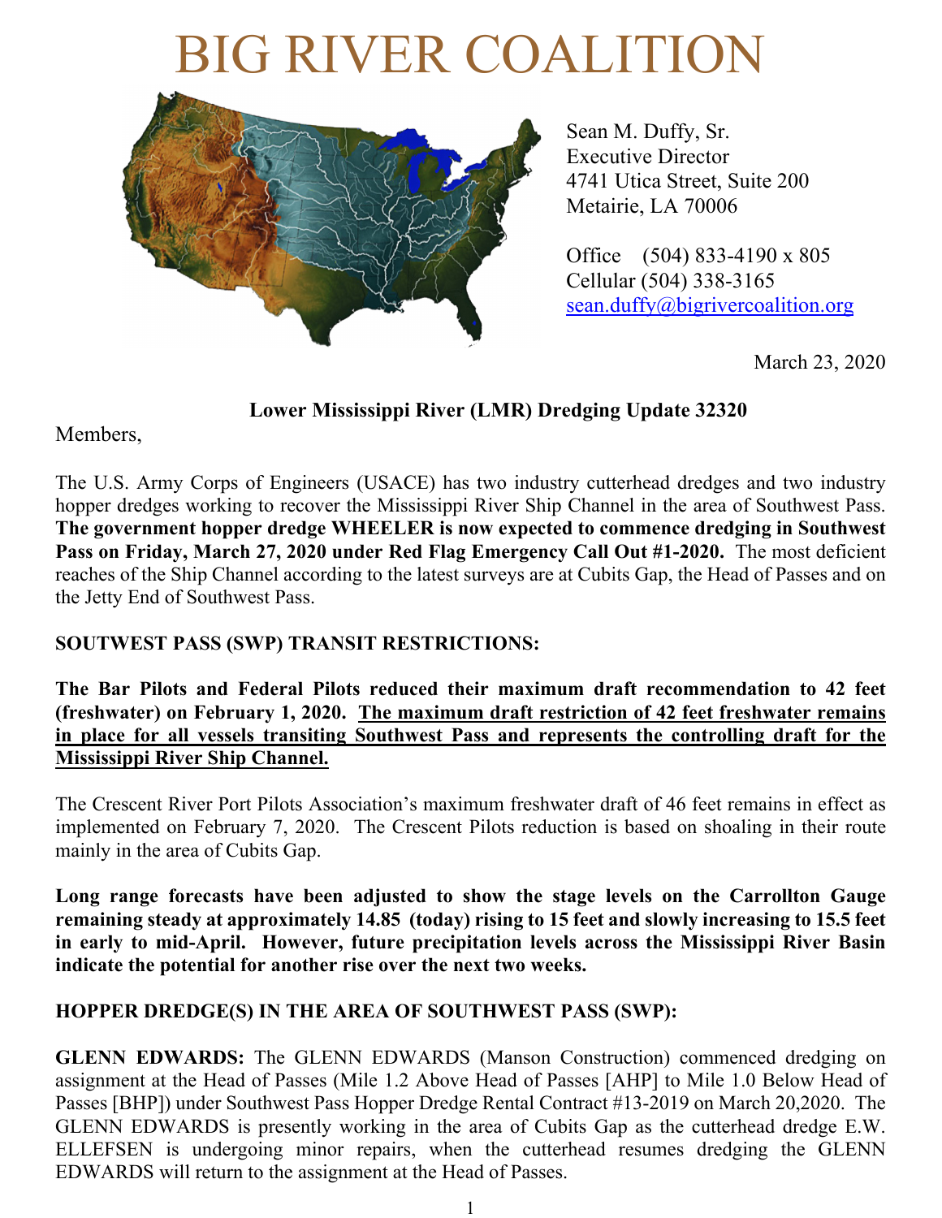# BIG RIVER COALITION

Sean M. Duffy, Sr.
Executive Director
4741 Utica Street, Suite 200
Metairie, LA 70006

Office (504) 833-4190 x 805
Cellular (504) 338-3165
sean.duffy@bigrivercoalition.org

March 23, 2020

**Lower Mississippi River (LMR) Dredging Update 32320**

Members,

The U.S. Army Corps of Engineers (USACE) has two industry cutterhead dredges and two industry hopper dredges working to recover the Mississippi River Ship Channel in the area of Southwest Pass. **The government hopper dredge WHEELER is now expected to commence dredging in Southwest Pass on Friday, March 27, 2020 under Red Flag Emergency Call Out #1-2020.** The most deficient reaches of the Ship Channel according to the latest surveys are at Cubits Gap, the Head of Passes and on the Jetty End of Southwest Pass.

**SOUTWEST PASS (SWP) TRANSIT RESTRICTIONS:**

**The Bar Pilots and Federal Pilots reduced their maximum draft recommendation to 42 feet (freshwater) on February 1, 2020. <u>The maximum draft restriction of 42 feet freshwater remains in place for all vessels transiting Southwest Pass and represents the controlling draft for the Mississippi River Ship Channel.</u>**

The Crescent River Port Pilots Association's maximum freshwater draft of 46 feet remains in effect as implemented on February 7, 2020. The Crescent Pilots reduction is based on shoaling in their route mainly in the area of Cubits Gap.

**Long range forecasts have been adjusted to show the stage levels on the Carrollton Gauge remaining steady at approximately 14.85 (today) rising to 15 feet and slowly increasing to 15.5 feet in early to mid-April. However, future precipitation levels across the Mississippi River Basin indicate the potential for another rise over the next two weeks.**

**HOPPER DREDGE(S) IN THE AREA OF SOUTHWEST PASS (SWP):**

**GLENN EDWARDS:** The GLENN EDWARDS (Manson Construction) commenced dredging on assignment at the Head of Passes (Mile 1.2 Above Head of Passes [AHP] to Mile 1.0 Below Head of Passes [BHP]) under Southwest Pass Hopper Dredge Rental Contract #13-2019 on March 20,2020. The GLENN EDWARDS is presently working in the area of Cubits Gap as the cutterhead dredge E.W. ELLEFSEN is undergoing minor repairs, when the cutterhead resumes dredging the GLENN EDWARDS will return to the assignment at the Head of Passes.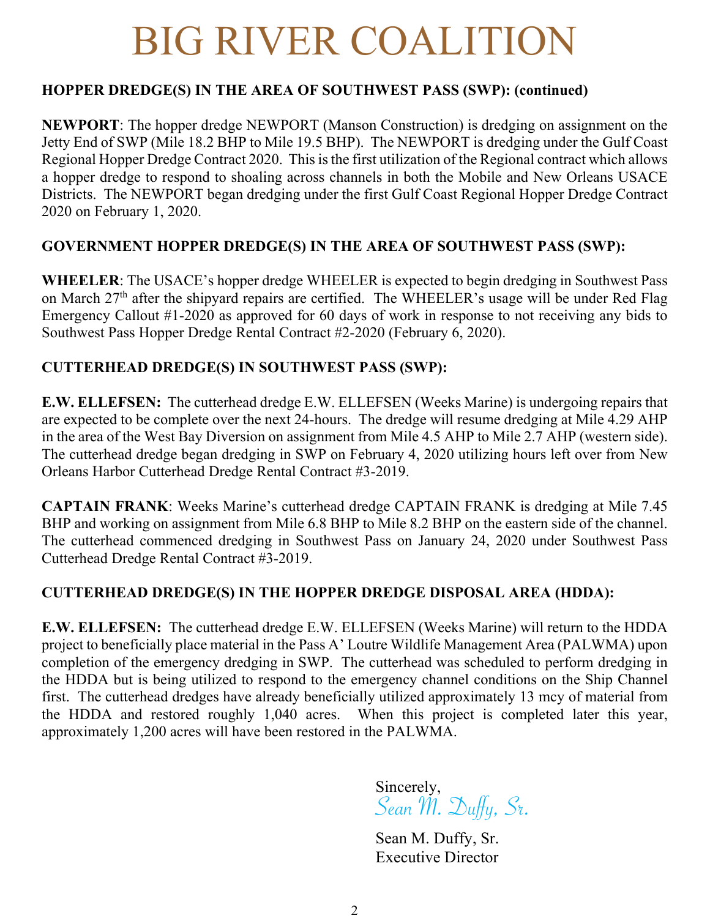# BIG RIVER COALITION

**HOPPER DREDGE(S) IN THE AREA OF SOUTHWEST PASS (SWP): (continued)**

**NEWPORT**: The hopper dredge NEWPORT (Manson Construction) is dredging on assignment on the Jetty End of SWP (Mile 18.2 BHP to Mile 19.5 BHP). The NEWPORT is dredging under the Gulf Coast Regional Hopper Dredge Contract 2020. This is the first utilization of the Regional contract which allows a hopper dredge to respond to shoaling across channels in both the Mobile and New Orleans USACE Districts. The NEWPORT began dredging under the first Gulf Coast Regional Hopper Dredge Contract 2020 on February 1, 2020.

**GOVERNMENT HOPPER DREDGE(S) IN THE AREA OF SOUTHWEST PASS (SWP):**

**WHEELER**: The USACE's hopper dredge WHEELER is expected to begin dredging in Southwest Pass on March 27th after the shipyard repairs are certified. The WHEELER's usage will be under Red Flag Emergency Callout #1-2020 as approved for 60 days of work in response to not receiving any bids to Southwest Pass Hopper Dredge Rental Contract #2-2020 (February 6, 2020).

**CUTTERHEAD DREDGE(S) IN SOUTHWEST PASS (SWP):**

**E.W. ELLEFSEN:** The cutterhead dredge E.W. ELLEFSEN (Weeks Marine) is undergoing repairs that are expected to be complete over the next 24-hours. The dredge will resume dredging at Mile 4.29 AHP in the area of the West Bay Diversion on assignment from Mile 4.5 AHP to Mile 2.7 AHP (western side). The cutterhead dredge began dredging in SWP on February 4, 2020 utilizing hours left over from New Orleans Harbor Cutterhead Dredge Rental Contract #3-2019.

**CAPTAIN FRANK**: Weeks Marine's cutterhead dredge CAPTAIN FRANK is dredging at Mile 7.45 BHP and working on assignment from Mile 6.8 BHP to Mile 8.2 BHP on the eastern side of the channel. The cutterhead commenced dredging in Southwest Pass on January 24, 2020 under Southwest Pass Cutterhead Dredge Rental Contract #3-2019.

**CUTTERHEAD DREDGE(S) IN THE HOPPER DREDGE DISPOSAL AREA (HDDA):**

**E.W. ELLEFSEN:** The cutterhead dredge E.W. ELLEFSEN (Weeks Marine) will return to the HDDA project to beneficially place material in the Pass A' Loutre Wildlife Management Area (PALWMA) upon completion of the emergency dredging in SWP. The cutterhead was scheduled to perform dredging in the HDDA but is being utilized to respond to the emergency channel conditions on the Ship Channel first. The cutterhead dredges have already beneficially utilized approximately 13 mcy of material from the HDDA and restored roughly 1,040 acres. When this project is completed later this year, approximately 1,200 acres will have been restored in the PALWMA.

Sincerely,
*Sean M. Duffy, Sr.*

Sean M. Duffy, Sr.
Executive Director